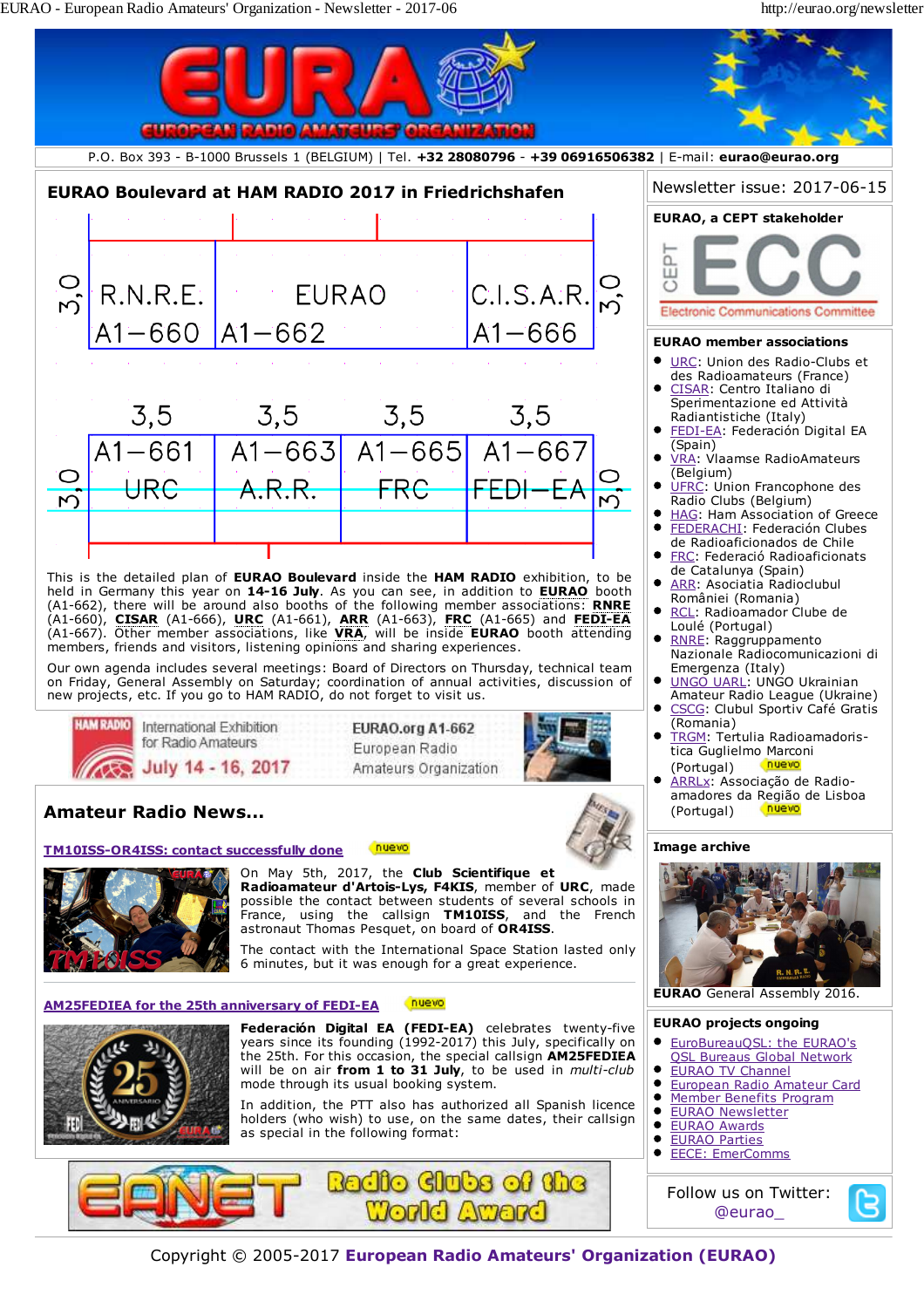P.O. Box 393 - B-1000 Brussels 1 (BELGIUM) | Tel. **+32 28080796** - **+39 06916506382** | E-mail: **eurao@eurao.org**

## EURAO Boulevard at HAM RADIO 2017 in Friedrichshafen

| R.N.R.E. A1–660 | EURAO A1–662 | C.I.S.A.R. A1–666 | |
|---|---|---|---|
| A1–661 URC | A1–663 A.R.R. | A1–665 FRC | A1–667 FEDI–EA |

This is the detailed plan of **EURAO Boulevard** inside the **HAM RADIO** exhibition, to be held in Germany this year on **14-16 July**. As you can see, in addition to **EURAO** booth (A1-662), there will be around also booths of the following member associations: **RNRE** (A1-660), **CISAR** (A1-666), **URC** (A1-661), **ARR** (A1-663), **FRC** (A1-665) and **FEDI-EA** (A1-667). Other member associations, like **VRA**, will be inside **EURAO** booth attending members, friends and visitors, listening opinions and sharing experiences.

Our own agenda includes several meetings: Board of Directors on Thursday, technical team on Friday, General Assembly on Saturday; coordination of annual activities, discussion of new projects, etc. If you go to HAM RADIO, do not forget to visit us.

HAM RADIO International Exhibition for Radio Amateurs July 14 - 16, 2017 — EURAO.org A1-662 European Radio Amateurs Organization

## Amateur Radio News...

### TM10ISS-OR4ISS: contact successfully done (nuevo)

On May 5th, 2017, the **Club Scientifique et Radioamateur d'Artois-Lys, F4KIS**, member of **URC**, made possible the contact between students of several schools in France, using the callsign **TM10ISS**, and the French astronaut Thomas Pesquet, on board of **OR4ISS**.

The contact with the International Space Station lasted only 6 minutes, but it was enough for a great experience.

### AM25FEDIEA for the 25th anniversary of FEDI-EA (nuevo)

**Federación Digital EA (FEDI-EA)** celebrates twenty-five years since its founding (1992-2017) this July, specifically on the 25th. For this occasion, the special callsign **AM25FEDIEA** will be on air **from 1 to 31 July**, to be used in *multi-club* mode through its usual booking system.

In addition, the PTT also has authorized all Spanish licence holders (who wish) to use, on the same dates, their callsign as special in the following format:

EANET Radio Clubs of the World Award

---

Newsletter issue: 2017-06-15

### EURAO, a CEPT stakeholder

CEPT ECC Electronic Communications Committee

### EURAO member associations

- URC: Union des Radio-Clubs et des Radioamateurs (France)
- CISAR: Centro Italiano di Sperimentazione ed Attività Radiantistiche (Italy)
- FEDI-EA: Federación Digital EA (Spain)
- VRA: Vlaamse RadioAmateurs (Belgium)
- UFRC: Union Francophone des Radio Clubs (Belgium)
- HAG: Ham Association of Greece
- FEDERACHI: Federación Clubes de Radioaficionados de Chile
- FRC: Federació Radioaficionats de Catalunya (Spain)
- ARR: Asociatia Radioclubul României (Romania)
- RCL: Radioamador Clube de Loulé (Portugal)
- RNRE: Raggruppamento Nazionale Radiocomunicazioni di Emergenza (Italy)
- UNGO UARL: UNGO Ukrainian Amateur Radio League (Ukraine)
- CSCG: Clubul Sportiv Café Gratis (Romania)
- TRGM: Tertulia Radioamadoris-tica Guglielmo Marconi (Portugal) (nuevo)
- ARRLx: Associação de Radio-amadores da Região de Lisboa (Portugal) (nuevo)

### Image archive

**EURAO** General Assembly 2016.

### EURAO projects ongoing

- EuroBureauQSL: the EURAO's QSL Bureaus Global Network
- EURAO TV Channel
- European Radio Amateur Card
- Member Benefits Program
- EURAO Newsletter
- EURAO Awards
- EURAO Parties
- EECE: EmerComms

Follow us on Twitter: @eurao_

Copyright © 2005-2017 **European Radio Amateurs' Organization (EURAO)**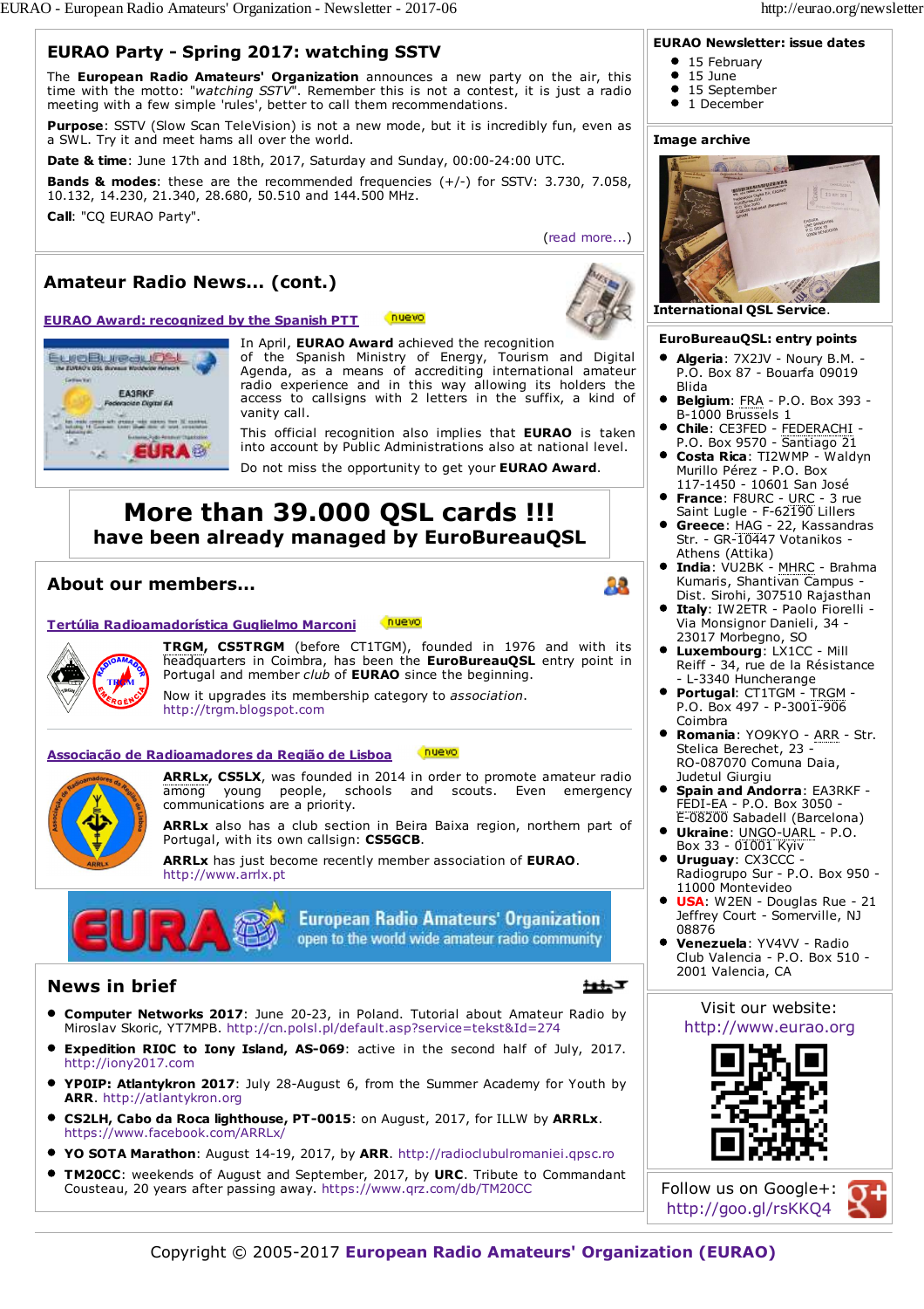## EURAO Party - Spring 2017: watching SSTV

The **European Radio Amateurs' Organization** announces a new party on the air, this time with the motto: "*watching SSTV*". Remember this is not a contest, it is just a radio meeting with a few simple 'rules', better to call them recommendations.

**Purpose**: SSTV (Slow Scan TeleVision) is not a new mode, but it is incredibly fun, even as a SWL. Try it and meet hams all over the world.

**Date & time**: June 17th and 18th, 2017, Saturday and Sunday, 00:00-24:00 UTC.

**Bands & modes**: these are the recommended frequencies (+/-) for SSTV: 3.730, 7.058, 10.132, 14.230, 21.340, 28.680, 50.510 and 144.500 MHz.

**Call**: "CQ EURAO Party".

(read more...)

## Amateur Radio News... (cont.)

### EURAO Award: recognized by the Spanish PTT

nuevo

In April, **EURAO Award** achieved the recognition of the Spanish Ministry of Energy, Tourism and Digital Agenda, as a means of accrediting international amateur radio experience and in this way allowing its holders the access to callsigns with 2 letters in the suffix, a kind of vanity call.

This official recognition also implies that **EURAO** is taken into account by Public Administrations also at national level.

Do not miss the opportunity to get your **EURAO Award**.

# More than 39.000 QSL cards !!!
## have been already managed by EuroBureauQSL

## About our members...

### Tertúlia Radioamadorística Guglielmo Marconi

nuevo

**TRGM, CS5TRGM** (before CT1TGM), founded in 1976 and with its headquarters in Coimbra, has been the **EuroBureauQSL** entry point in Portugal and member *club* of **EURAO** since the beginning.

Now it upgrades its membership category to *association*.
http://trgm.blogspot.com

### Associação de Radioamadores da Região de Lisboa

nuevo

**ARRLx, CS5LX**, was founded in 2014 in order to promote amateur radio among young people, schools and scouts. Even emergency communications are a priority.

**ARRLx** also has a club section in Beira Baixa region, northern part of Portugal, with its own callsign: **CS5GCB**.

**ARRLx** has just become recently member association of **EURAO**.
http://www.arrlx.pt

EURAO European Radio Amateurs' Organization
open to the world wide amateur radio community

## News in brief

- **Computer Networks 2017**: June 20-23, in Poland. Tutorial about Amateur Radio by Miroslav Skoric, YT7MPB. http://cn.polsl.pl/default.aspx?service=tekst&Id=274
- **Expedition RI0C to Iony Island, AS-069**: active in the second half of July, 2017. http://iony2017.com
- **YP0IP: Atlantykron 2017**: July 28-August 6, from the Summer Academy for Youth by **ARR**. http://atlantykron.org
- **CS2LH, Cabo da Roca lighthouse, PT-0015**: on August, 2017, for ILLW by **ARRLx**. https://www.facebook.com/ARRLX/
- **YO SOTA Marathon**: August 14-19, 2017, by **ARR**. http://radioclubulromaniei.qpsc.ro
- **TM20CC**: weekends of August and September, 2017, by **URC**. Tribute to Commandant Cousteau, 20 years after passing away. https://www.qrz.com/db/TM20CC

## EURAO Newsletter: issue dates

- 15 February
- 15 June
- 15 September
- 1 December

## Image archive

International QSL Service.

## EuroBureauQSL: entry points

- **Algeria**: 7X2JV - Noury B.M. - P.O. Box 87 - Bouarfa 09019 Blida
- **Belgium**: FRA - P.O. Box 393 - B-1000 Brussels 1
- **Chile**: CE3FED - FEDERACHI - P.O. Box 9570 - Santiago 21
- **Costa Rica**: TI2WMP - Waldyn Murillo Pérez - P.O. Box 117-1450 - 10601 San José
- **France**: F8URC - URC - 3 rue Saint Lugle - F-62190 Lillers
- **Greece**: HAG - 22, Kassandras Str. - GR-10447 Votanikos - Athens (Attika)
- **India**: VU2BK - MHRC - Brahma Kumaris, Shantivan Campus - Dist. Sirohi, 307510 Rajasthan
- **Italy**: IW2ETR - Paolo Fiorelli - Via Monsignor Danieli, 34 - 23017 Morbegno, SO
- **Luxembourg**: LX1CC - Mill Reiff - 34, rue de la Résistance - L-3340 Huncherange
- **Portugal**: CT1TGM - TRGM - P.O. Box 497 - P-3001-906 Coimbra
- **Romania**: YO9KYO - ARR - Str. Stelica Berechet, 23 - RO-087070 Comuna Daia, Judetul Giurgiu
- **Spain and Andorra**: EA3RKF - FEDI-EA - P.O. Box 3050 - E-08200 Sabadell (Barcelona)
- **Ukraine**: UNGO-UARL - P.O. Box 33 - 01001 Kyiv
- **Uruguay**: CX3CCC - Radiogrupo Sur - P.O. Box 950 - 11000 Montevideo
- **USA**: W2EN - Douglas Rue - 21 Jeffrey Court - Somerville, NJ 08876
- **Venezuela**: YV4VV - Radio Club Valencia - P.O. Box 510 - 2001 Valencia, CA

Visit our website:
http://www.eurao.org

Follow us on Google+:
http://goo.gl/rsKKQ4

Copyright © 2005-2017 **European Radio Amateurs' Organization (EURAO)**